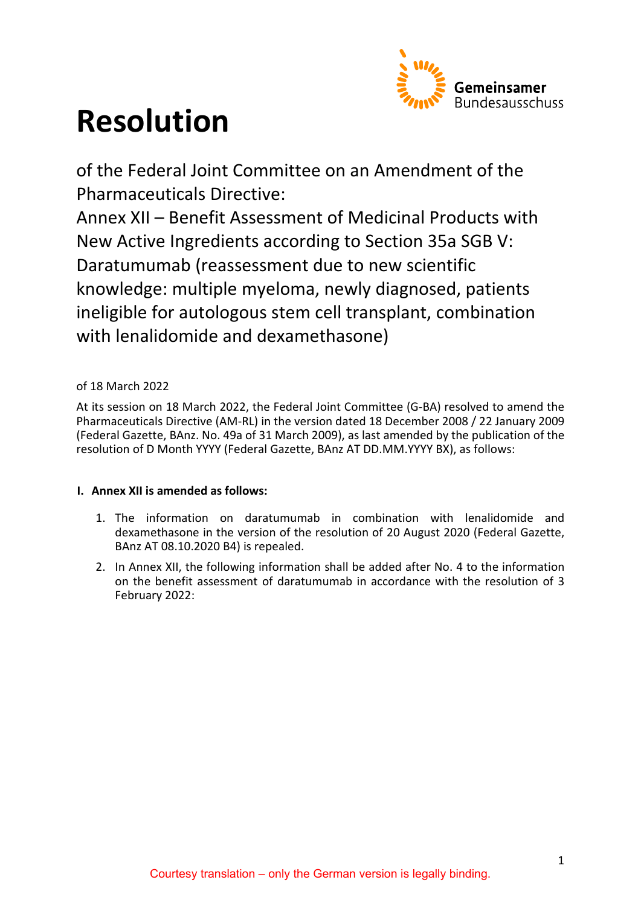# Resolution

of the Federal Joint Committee on an Amendment of the Pharmaceuticals Directive:
Annex XII – Benefit Assessment of Medicinal Products with New Active Ingredients according to Section 35a SGB V: Daratumumab (reassessment due to new scientific knowledge: multiple myeloma, newly diagnosed, patients ineligible for autologous stem cell transplant, combination with lenalidomide and dexamethasone)

of 18 March 2022

At its session on 18 March 2022, the Federal Joint Committee (G-BA) resolved to amend the Pharmaceuticals Directive (AM-RL) in the version dated 18 December 2008 / 22 January 2009 (Federal Gazette, BAnz. No. 49a of 31 March 2009), as last amended by the publication of the resolution of D Month YYYY (Federal Gazette, BAnz AT DD.MM.YYYY BX), as follows:

**I. Annex XII is amended as follows:**

1. The information on daratumumab in combination with lenalidomide and dexamethasone in the version of the resolution of 20 August 2020 (Federal Gazette, BAnz AT 08.10.2020 B4) is repealed.
2. In Annex XII, the following information shall be added after No. 4 to the information on the benefit assessment of daratumumab in accordance with the resolution of 3 February 2022:

Courtesy translation – only the German version is legally binding.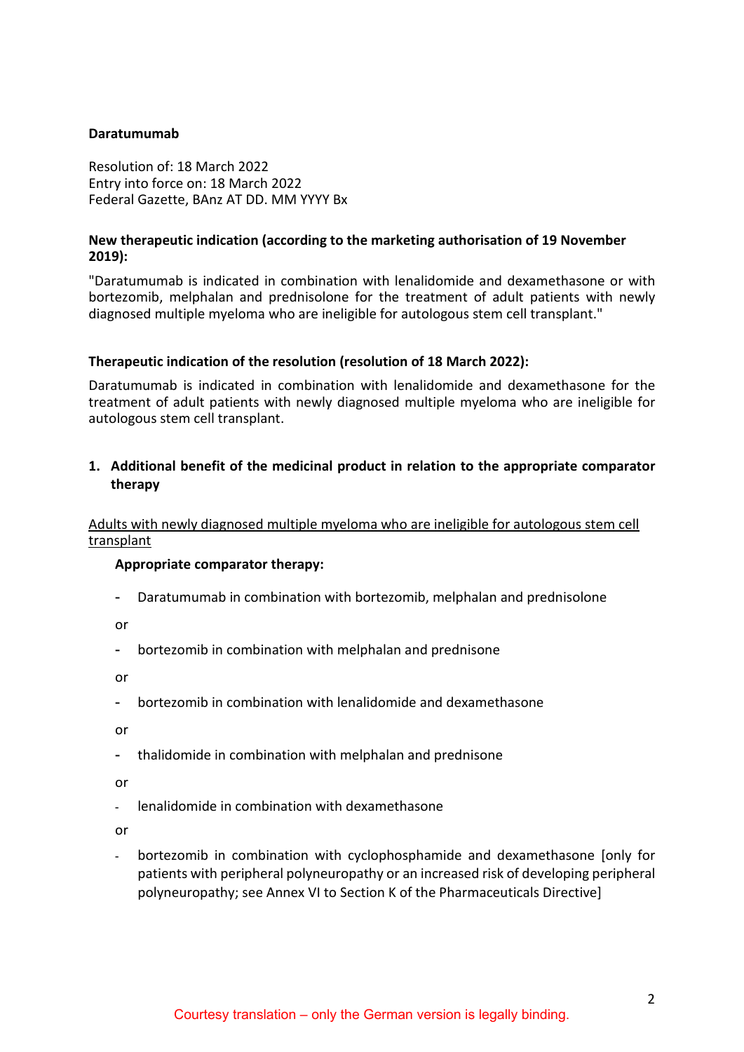**Daratumumab**

Resolution of: 18 March 2022
Entry into force on: 18 March 2022
Federal Gazette, BAnz AT DD. MM YYYY Bx

**New therapeutic indication (according to the marketing authorisation of 19 November 2019):**

"Daratumumab is indicated in combination with lenalidomide and dexamethasone or with bortezomib, melphalan and prednisolone for the treatment of adult patients with newly diagnosed multiple myeloma who are ineligible for autologous stem cell transplant."

**Therapeutic indication of the resolution (resolution of 18 March 2022):**

Daratumumab is indicated in combination with lenalidomide and dexamethasone for the treatment of adult patients with newly diagnosed multiple myeloma who are ineligible for autologous stem cell transplant.

## 1. Additional benefit of the medicinal product in relation to the appropriate comparator therapy

<u>Adults with newly diagnosed multiple myeloma who are ineligible for autologous stem cell transplant</u>

**Appropriate comparator therapy:**

- Daratumumab in combination with bortezomib, melphalan and prednisolone

or

- bortezomib in combination with melphalan and prednisone

or

- bortezomib in combination with lenalidomide and dexamethasone

or

- thalidomide in combination with melphalan and prednisone

or

- lenalidomide in combination with dexamethasone

or

- bortezomib in combination with cyclophosphamide and dexamethasone [only for patients with peripheral polyneuropathy or an increased risk of developing peripheral polyneuropathy; see Annex VI to Section K of the Pharmaceuticals Directive]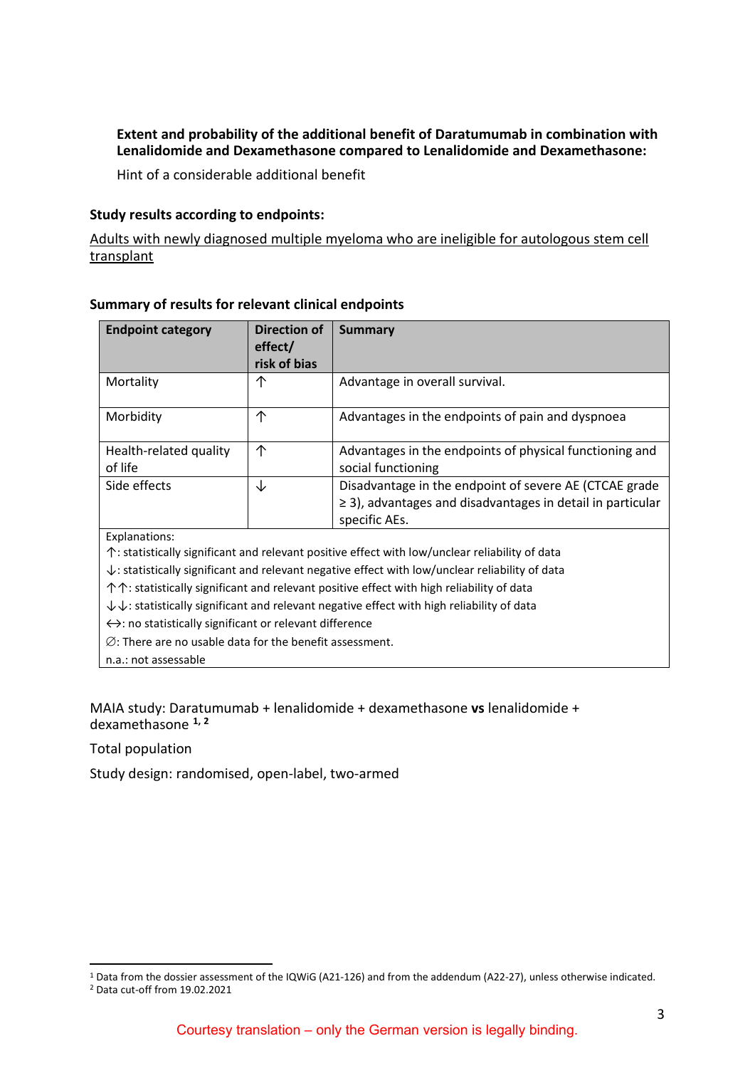**Extent and probability of the additional benefit of Daratumumab in combination with Lenalidomide and Dexamethasone compared to Lenalidomide and Dexamethasone:**

Hint of a considerable additional benefit

**Study results according to endpoints:**

Adults with newly diagnosed multiple myeloma who are ineligible for autologous stem cell transplant

**Summary of results for relevant clinical endpoints**

| Endpoint category | Direction of effect/ risk of bias | Summary |
|---|---|---|
| Mortality | ↑ | Advantage in overall survival. |
| Morbidity | ↑ | Advantages in the endpoints of pain and dyspnoea |
| Health-related quality of life | ↑ | Advantages in the endpoints of physical functioning and social functioning |
| Side effects | ↓ | Disadvantage in the endpoint of severe AE (CTCAE grade ≥ 3), advantages and disadvantages in detail in particular specific AEs. |

Explanations:
↑: statistically significant and relevant positive effect with low/unclear reliability of data
↓: statistically significant and relevant negative effect with low/unclear reliability of data
↑↑: statistically significant and relevant positive effect with high reliability of data
↓↓: statistically significant and relevant negative effect with high reliability of data
↔: no statistically significant or relevant difference
∅: There are no usable data for the benefit assessment.
n.a.: not assessable

MAIA study: Daratumumab + lenalidomide + dexamethasone **vs** lenalidomide + dexamethasone [1, 2]

Total population

Study design: randomised, open-label, two-armed

[1] Data from the dossier assessment of the IQWiG (A21-126) and from the addendum (A22-27), unless otherwise indicated.
[2] Data cut-off from 19.02.2021

Courtesy translation – only the German version is legally binding.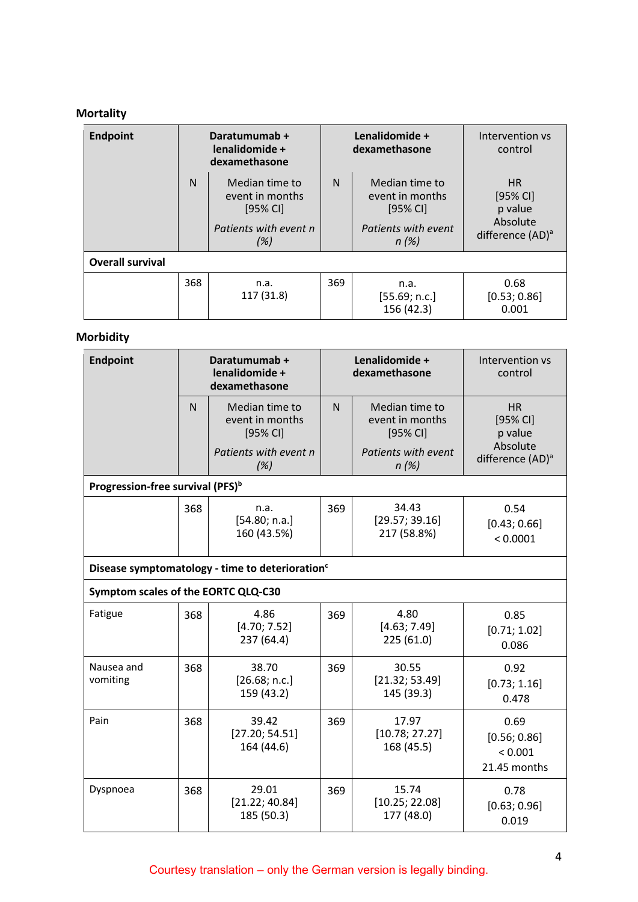### Mortality

| Endpoint | Daratumumab + lenalidomide + dexamethasone | | Lenalidomide + dexamethasone | | Intervention vs control |
|---|---|---|---|---|---|
| | N | Median time to event in months [95% CI] *Patients with event n (%)* | N | Median time to event in months [95% CI] *Patients with event n (%)* | HR [95% CI] p value Absolute difference (AD)[a] |
| **Overall survival** | | | | | |
| | 368 | n.a. 117 (31.8) | 369 | n.a. [55.69; n.c.] 156 (42.3) | 0.68 [0.53; 0.86] 0.001 |

### Morbidity

| Endpoint | Daratumumab + lenalidomide + dexamethasone | | Lenalidomide + dexamethasone | | Intervention vs control |
|---|---|---|---|---|---|
| | N | Median time to event in months [95% CI] *Patients with event n (%)* | N | Median time to event in months [95% CI] *Patients with event n (%)* | HR [95% CI] p value Absolute difference (AD)[a] |
| **Progression-free survival (PFS)[b]** | | | | | |
| | 368 | n.a. [54.80; n.a.] 160 (43.5%) | 369 | 34.43 [29.57; 39.16] 217 (58.8%) | 0.54 [0.43; 0.66] < 0.0001 |
| **Disease symptomatology - time to deterioration[c]** | | | | | |
| **Symptom scales of the EORTC QLQ-C30** | | | | | |
| Fatigue | 368 | 4.86 [4.70; 7.52] 237 (64.4) | 369 | 4.80 [4.63; 7.49] 225 (61.0) | 0.85 [0.71; 1.02] 0.086 |
| Nausea and vomiting | 368 | 38.70 [26.68; n.c.] 159 (43.2) | 369 | 30.55 [21.32; 53.49] 145 (39.3) | 0.92 [0.73; 1.16] 0.478 |
| Pain | 368 | 39.42 [27.20; 54.51] 164 (44.6) | 369 | 17.97 [10.78; 27.27] 168 (45.5) | 0.69 [0.56; 0.86] < 0.001 21.45 months |
| Dyspnoea | 368 | 29.01 [21.22; 40.84] 185 (50.3) | 369 | 15.74 [10.25; 22.08] 177 (48.0) | 0.78 [0.63; 0.96] 0.019 |

Courtesy translation – only the German version is legally binding.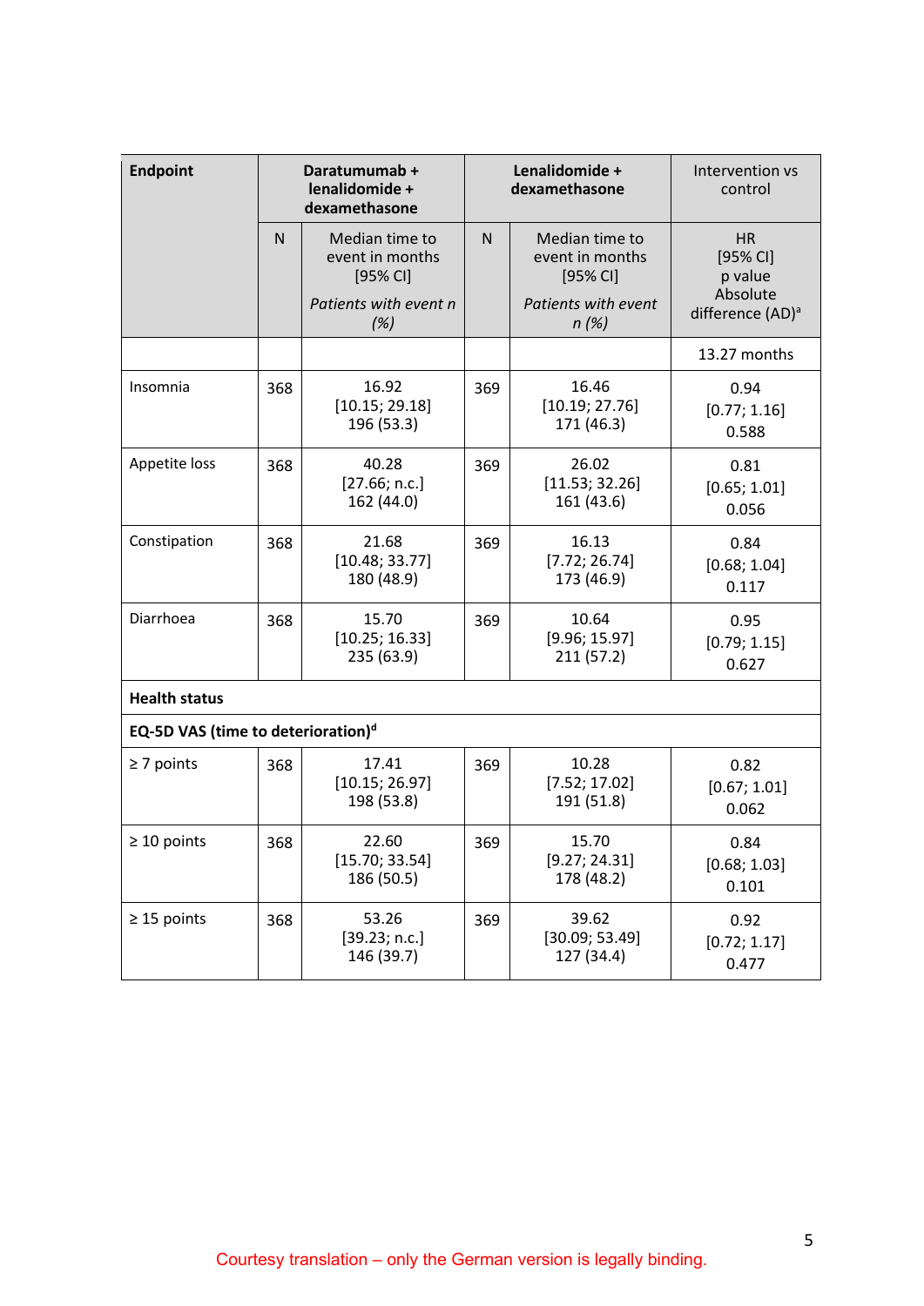| Endpoint | Daratumumab + lenalidomide + dexamethasone | | Lenalidomide + dexamethasone | | Intervention vs control |
|---|---|---|---|---|---|
| | N | Median time to event in months [95% CI] *Patients with event n (%)* | N | Median time to event in months [95% CI] *Patients with event n (%)* | HR [95% CI] p value Absolute difference (AD)[a] |
| | | | | | 13.27 months |
| Insomnia | 368 | 16.92 [10.15; 29.18] 196 (53.3) | 369 | 16.46 [10.19; 27.76] 171 (46.3) | 0.94 [0.77; 1.16] 0.588 |
| Appetite loss | 368 | 40.28 [27.66; n.c.] 162 (44.0) | 369 | 26.02 [11.53; 32.26] 161 (43.6) | 0.81 [0.65; 1.01] 0.056 |
| Constipation | 368 | 21.68 [10.48; 33.77] 180 (48.9) | 369 | 16.13 [7.72; 26.74] 173 (46.9) | 0.84 [0.68; 1.04] 0.117 |
| Diarrhoea | 368 | 15.70 [10.25; 16.33] 235 (63.9) | 369 | 10.64 [9.96; 15.97] 211 (57.2) | 0.95 [0.79; 1.15] 0.627 |
| **Health status** | | | | | |
| **EQ-5D VAS (time to deterioration)[d]** | | | | | |
| ≥ 7 points | 368 | 17.41 [10.15; 26.97] 198 (53.8) | 369 | 10.28 [7.52; 17.02] 191 (51.8) | 0.82 [0.67; 1.01] 0.062 |
| ≥ 10 points | 368 | 22.60 [15.70; 33.54] 186 (50.5) | 369 | 15.70 [9.27; 24.31] 178 (48.2) | 0.84 [0.68; 1.03] 0.101 |
| ≥ 15 points | 368 | 53.26 [39.23; n.c.] 146 (39.7) | 369 | 39.62 [30.09; 53.49] 127 (34.4) | 0.92 [0.72; 1.17] 0.477 |

Courtesy translation – only the German version is legally binding.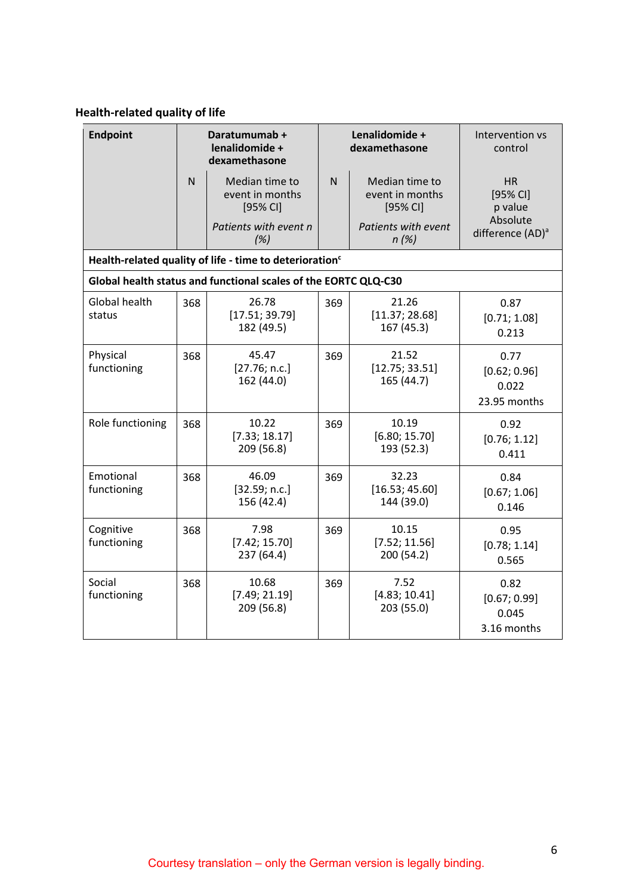### Health-related quality of life

| Endpoint | Daratumumab + lenalidomide + dexamethasone | | Lenalidomide + dexamethasone | | Intervention vs control |
|---|---|---|---|---|---|
| | N | Median time to event in months [95% CI] *Patients with event n (%)* | N | Median time to event in months [95% CI] *Patients with event n (%)* | HR [95% CI] p value Absolute difference (AD)[a] |
| **Health-related quality of life - time to deterioration[c]** | | | | | |
| **Global health status and functional scales of the EORTC QLQ-C30** | | | | | |
| Global health status | 368 | 26.78 [17.51; 39.79] 182 (49.5) | 369 | 21.26 [11.37; 28.68] 167 (45.3) | 0.87 [0.71; 1.08] 0.213 |
| Physical functioning | 368 | 45.47 [27.76; n.c.] 162 (44.0) | 369 | 21.52 [12.75; 33.51] 165 (44.7) | 0.77 [0.62; 0.96] 0.022 23.95 months |
| Role functioning | 368 | 10.22 [7.33; 18.17] 209 (56.8) | 369 | 10.19 [6.80; 15.70] 193 (52.3) | 0.92 [0.76; 1.12] 0.411 |
| Emotional functioning | 368 | 46.09 [32.59; n.c.] 156 (42.4) | 369 | 32.23 [16.53; 45.60] 144 (39.0) | 0.84 [0.67; 1.06] 0.146 |
| Cognitive functioning | 368 | 7.98 [7.42; 15.70] 237 (64.4) | 369 | 10.15 [7.52; 11.56] 200 (54.2) | 0.95 [0.78; 1.14] 0.565 |
| Social functioning | 368 | 10.68 [7.49; 21.19] 209 (56.8) | 369 | 7.52 [4.83; 10.41] 203 (55.0) | 0.82 [0.67; 0.99] 0.045 3.16 months |

Courtesy translation – only the German version is legally binding.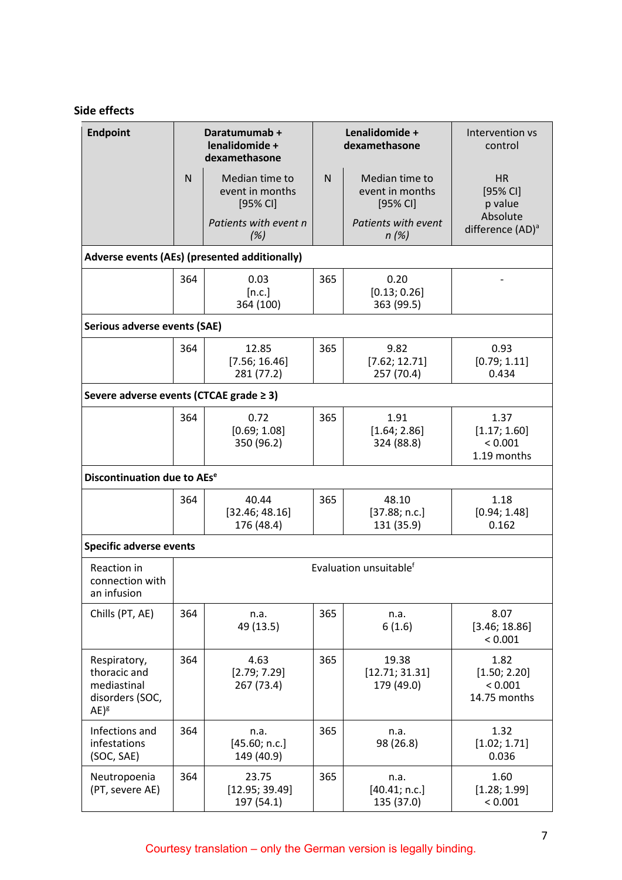### Side effects

| Endpoint | Daratumumab + lenalidomide + dexamethasone | | Lenalidomide + dexamethasone | | Intervention vs control |
|---|---|---|---|---|---|
| | N | Median time to event in months [95% CI] *Patients with event n (%)* | N | Median time to event in months [95% CI] *Patients with event n (%)* | HR [95% CI] p value Absolute difference (AD)[a] |
| **Adverse events (AEs) (presented additionally)** | | | | | |
| | 364 | 0.03 [n.c.] 364 (100) | 365 | 0.20 [0.13; 0.26] 363 (99.5) | - |
| **Serious adverse events (SAE)** | | | | | |
| | 364 | 12.85 [7.56; 16.46] 281 (77.2) | 365 | 9.82 [7.62; 12.71] 257 (70.4) | 0.93 [0.79; 1.11] 0.434 |
| **Severe adverse events (CTCAE grade ≥ 3)** | | | | | |
| | 364 | 0.72 [0.69; 1.08] 350 (96.2) | 365 | 1.91 [1.64; 2.86] 324 (88.8) | 1.37 [1.17; 1.60] < 0.001 1.19 months |
| **Discontinuation due to AEs[e]** | | | | | |
| | 364 | 40.44 [32.46; 48.16] 176 (48.4) | 365 | 48.10 [37.88; n.c.] 131 (35.9) | 1.18 [0.94; 1.48] 0.162 |
| **Specific adverse events** | | | | | |
| Reaction in connection with an infusion | Evaluation unsuitable[f] | | | | |
| Chills (PT, AE) | 364 | n.a. 49 (13.5) | 365 | n.a. 6 (1.6) | 8.07 [3.46; 18.86] < 0.001 |
| Respiratory, thoracic and mediastinal disorders (SOC, AE)[g] | 364 | 4.63 [2.79; 7.29] 267 (73.4) | 365 | 19.38 [12.71; 31.31] 179 (49.0) | 1.82 [1.50; 2.20] < 0.001 14.75 months |
| Infections and infestations (SOC, SAE) | 364 | n.a. [45.60; n.c.] 149 (40.9) | 365 | n.a. 98 (26.8) | 1.32 [1.02; 1.71] 0.036 |
| Neutropoenia (PT, severe AE) | 364 | 23.75 [12.95; 39.49] 197 (54.1) | 365 | n.a. [40.41; n.c.] 135 (37.0) | 1.60 [1.28; 1.99] < 0.001 |

Courtesy translation – only the German version is legally binding.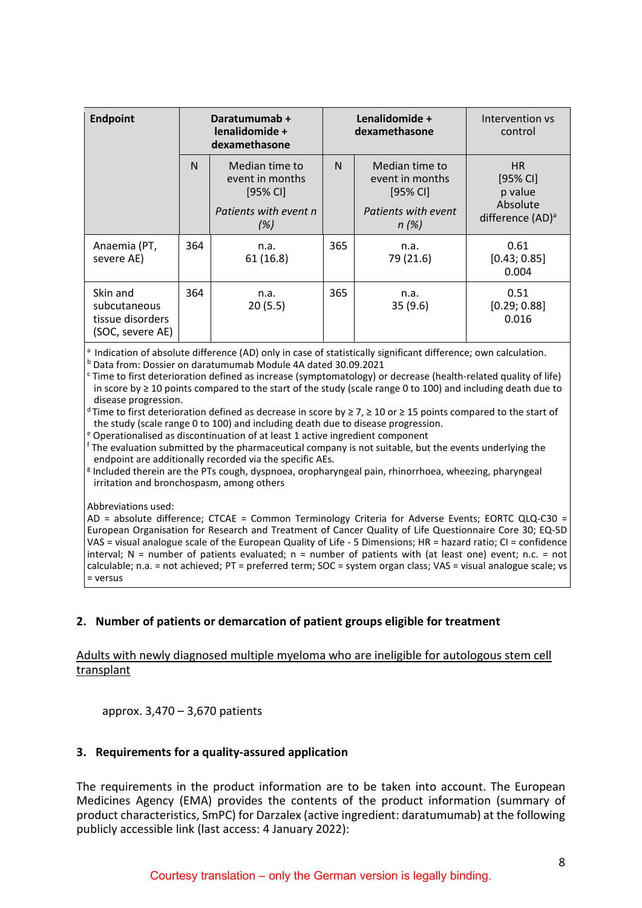| Endpoint | Daratumumab + lenalidomide + dexamethasone | | Lenalidomide + dexamethasone | | Intervention vs control |
|---|---|---|---|---|---|
| | N | Median time to event in months [95% CI]<br><br>*Patients with event n (%)* | N | Median time to event in months [95% CI]<br><br>*Patients with event n (%)* | HR [95% CI] p value Absolute difference (AD)[a] |
| Anaemia (PT, severe AE) | 364 | n.a.<br>61 (16.8) | 365 | n.a.<br>79 (21.6) | 0.61<br>[0.43; 0.85]<br>0.004 |
| Skin and subcutaneous tissue disorders (SOC, severe AE) | 364 | n.a.<br>20 (5.5) | 365 | n.a.<br>35 (9.6) | 0.51<br>[0.29; 0.88]<br>0.016 |

[a] Indication of absolute difference (AD) only in case of statistically significant difference; own calculation.
[b] Data from: Dossier on daratumumab Module 4A dated 30.09.2021
[c] Time to first deterioration defined as increase (symptomatology) or decrease (health-related quality of life) in score by ≥ 10 points compared to the start of the study (scale range 0 to 100) and including death due to disease progression.
[d] Time to first deterioration defined as decrease in score by ≥ 7, ≥ 10 or ≥ 15 points compared to the start of the study (scale range 0 to 100) and including death due to disease progression.
[e] Operationalised as discontinuation of at least 1 active ingredient component
[f] The evaluation submitted by the pharmaceutical company is not suitable, but the events underlying the endpoint are additionally recorded via the specific AEs.
[g] Included therein are the PTs cough, dyspnoea, oropharyngeal pain, rhinorrhoea, wheezing, pharyngeal irritation and bronchospasm, among others

Abbreviations used:
AD = absolute difference; CTCAE = Common Terminology Criteria for Adverse Events; EORTC QLQ-C30 = European Organisation for Research and Treatment of Cancer Quality of Life Questionnaire Core 30; EQ-5D VAS = visual analogue scale of the European Quality of Life - 5 Dimensions; HR = hazard ratio; CI = confidence interval; N = number of patients evaluated; n = number of patients with (at least one) event; n.c. = not calculable; n.a. = not achieved; PT = preferred term; SOC = system organ class; VAS = visual analogue scale; vs = versus

## 2. Number of patients or demarcation of patient groups eligible for treatment

Adults with newly diagnosed multiple myeloma who are ineligible for autologous stem cell transplant

approx. 3,470 – 3,670 patients

## 3. Requirements for a quality-assured application

The requirements in the product information are to be taken into account. The European Medicines Agency (EMA) provides the contents of the product information (summary of product characteristics, SmPC) for Darzalex (active ingredient: daratumumab) at the following publicly accessible link (last access: 4 January 2022):

Courtesy translation – only the German version is legally binding.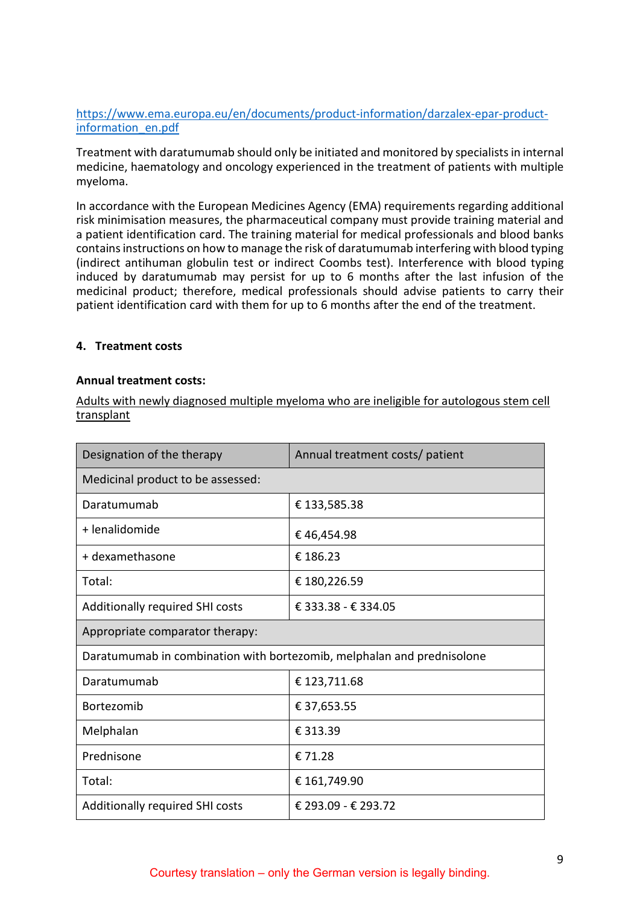https://www.ema.europa.eu/en/documents/product-information/darzalex-epar-product-information_en.pdf

Treatment with daratumumab should only be initiated and monitored by specialists in internal medicine, haematology and oncology experienced in the treatment of patients with multiple myeloma.

In accordance with the European Medicines Agency (EMA) requirements regarding additional risk minimisation measures, the pharmaceutical company must provide training material and a patient identification card. The training material for medical professionals and blood banks contains instructions on how to manage the risk of daratumumab interfering with blood typing (indirect antihuman globulin test or indirect Coombs test). Interference with blood typing induced by daratumumab may persist for up to 6 months after the last infusion of the medicinal product; therefore, medical professionals should advise patients to carry their patient identification card with them for up to 6 months after the end of the treatment.

## 4. Treatment costs

**Annual treatment costs:**

Adults with newly diagnosed multiple myeloma who are ineligible for autologous stem cell transplant

| Designation of the therapy | Annual treatment costs/ patient |
|---|---|
| Medicinal product to be assessed: | |
| Daratumumab | € 133,585.38 |
| + lenalidomide | € 46,454.98 |
| + dexamethasone | € 186.23 |
| Total: | € 180,226.59 |
| Additionally required SHI costs | € 333.38 - € 334.05 |
| Appropriate comparator therapy: | |
| Daratumumab in combination with bortezomib, melphalan and prednisolone | |
| Daratumumab | € 123,711.68 |
| Bortezomib | € 37,653.55 |
| Melphalan | € 313.39 |
| Prednisone | € 71.28 |
| Total: | € 161,749.90 |
| Additionally required SHI costs | € 293.09 - € 293.72 |

Courtesy translation – only the German version is legally binding.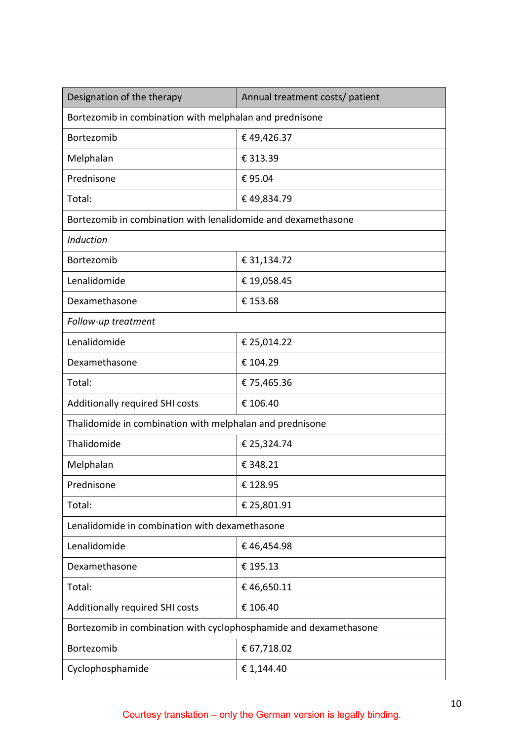| Designation of the therapy | Annual treatment costs/ patient |
|---|---|
| Bortezomib in combination with melphalan and prednisone | |
| Bortezomib | € 49,426.37 |
| Melphalan | € 313.39 |
| Prednisone | € 95.04 |
| Total: | € 49,834.79 |
| Bortezomib in combination with lenalidomide and dexamethasone | |
| *Induction* | |
| Bortezomib | € 31,134.72 |
| Lenalidomide | € 19,058.45 |
| Dexamethasone | € 153.68 |
| *Follow-up treatment* | |
| Lenalidomide | € 25,014.22 |
| Dexamethasone | € 104.29 |
| Total: | € 75,465.36 |
| Additionally required SHI costs | € 106.40 |
| Thalidomide in combination with melphalan and prednisone | |
| Thalidomide | € 25,324.74 |
| Melphalan | € 348.21 |
| Prednisone | € 128.95 |
| Total: | € 25,801.91 |
| Lenalidomide in combination with dexamethasone | |
| Lenalidomide | € 46,454.98 |
| Dexamethasone | € 195.13 |
| Total: | € 46,650.11 |
| Additionally required SHI costs | € 106.40 |
| Bortezomib in combination with cyclophosphamide and dexamethasone | |
| Bortezomib | € 67,718.02 |
| Cyclophosphamide | € 1,144.40 |

Courtesy translation – only the German version is legally binding.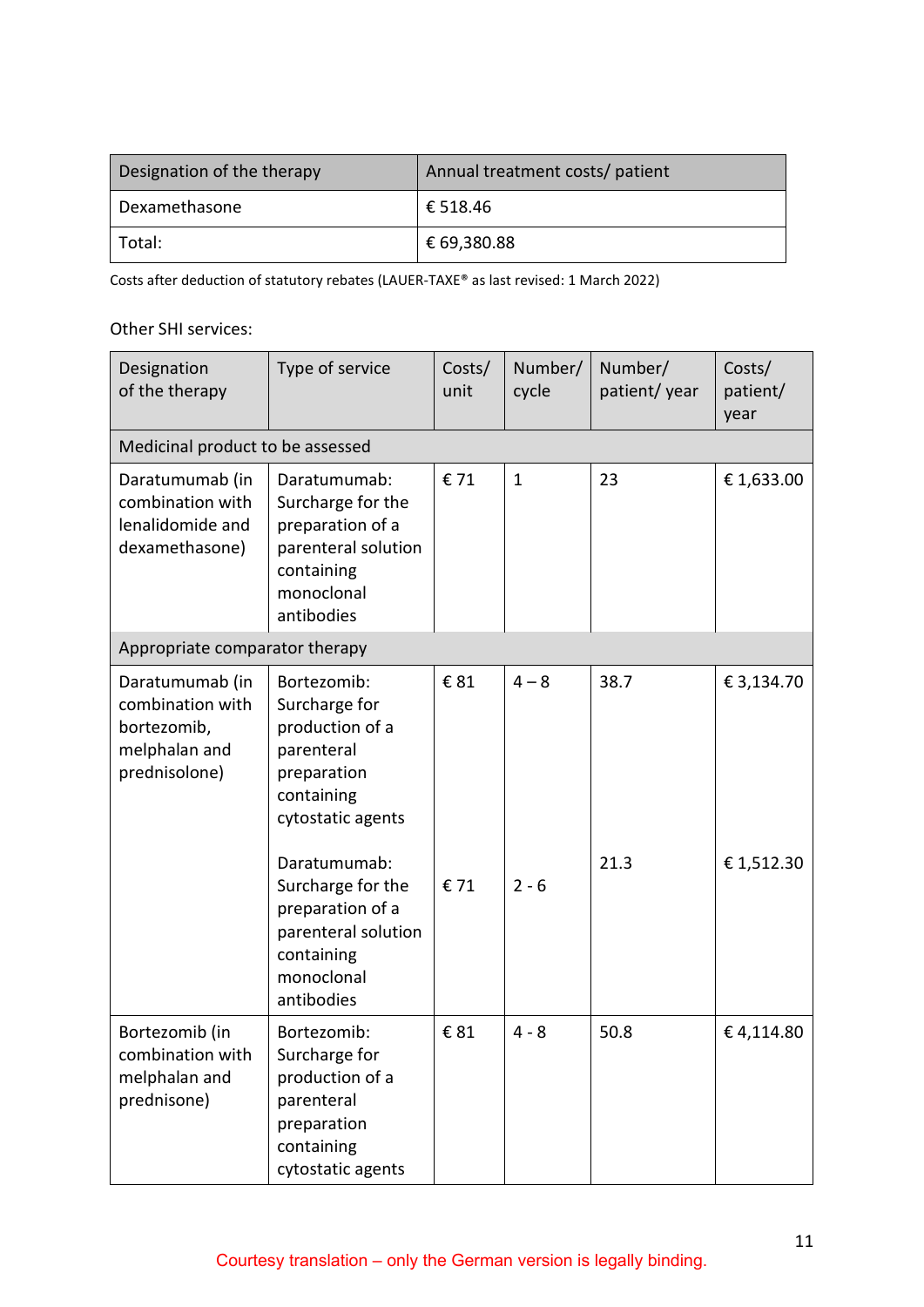| Designation of the therapy | Annual treatment costs/ patient |
|---|---|
| Dexamethasone | € 518.46 |
| Total: | € 69,380.88 |

Costs after deduction of statutory rebates (LAUER-TAXE® as last revised: 1 March 2022)

Other SHI services:

| Designation of the therapy | Type of service | Costs/ unit | Number/ cycle | Number/ patient/ year | Costs/ patient/ year |
|---|---|---|---|---|---|
| Medicinal product to be assessed | | | | | |
| Daratumumab (in combination with lenalidomide and dexamethasone) | Daratumumab: Surcharge for the preparation of a parenteral solution containing monoclonal antibodies | € 71 | 1 | 23 | € 1,633.00 |
| Appropriate comparator therapy | | | | | |
| Daratumumab (in combination with bortezomib, melphalan and prednisolone) | Bortezomib: Surcharge for production of a parenteral preparation containing cytostatic agents | € 81 | 4 – 8 | 38.7 | € 3,134.70 |
| | Daratumumab: Surcharge for the preparation of a parenteral solution containing monoclonal antibodies | € 71 | 2 - 6 | 21.3 | € 1,512.30 |
| Bortezomib (in combination with melphalan and prednisone) | Bortezomib: Surcharge for production of a parenteral preparation containing cytostatic agents | € 81 | 4 - 8 | 50.8 | € 4,114.80 |

Courtesy translation – only the German version is legally binding.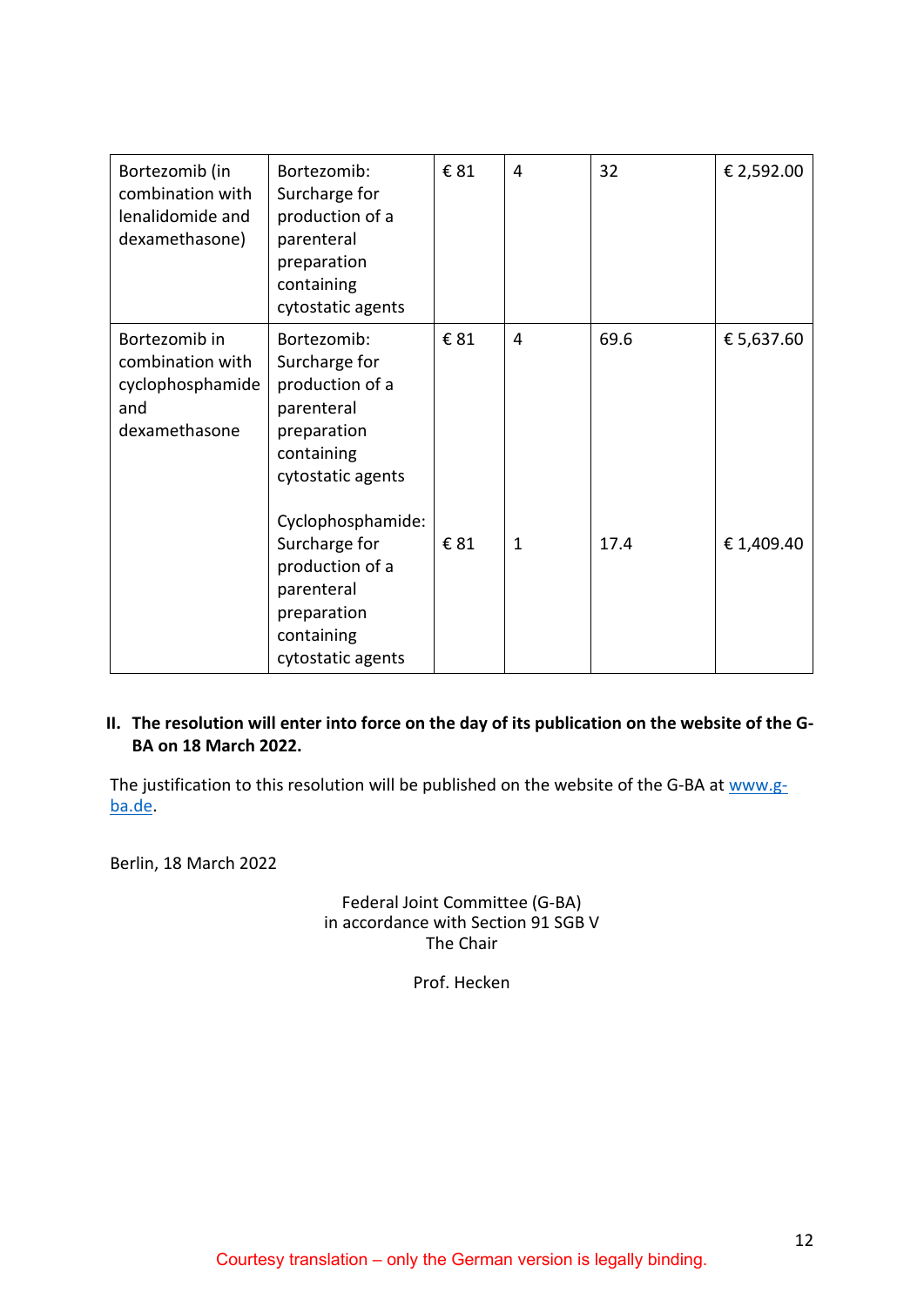| | | | | | |
|---|---|---|---|---|---|
| Bortezomib (in combination with lenalidomide and dexamethasone) | Bortezomib: Surcharge for production of a parenteral preparation containing cytostatic agents | € 81 | 4 | 32 | € 2,592.00 |
| Bortezomib in combination with cyclophosphamide and dexamethasone | Bortezomib: Surcharge for production of a parenteral preparation containing cytostatic agents | € 81 | 4 | 69.6 | € 5,637.60 |
| | Cyclophosphamide: Surcharge for production of a parenteral preparation containing cytostatic agents | € 81 | 1 | 17.4 | € 1,409.40 |

**II. The resolution will enter into force on the day of its publication on the website of the G-BA on 18 March 2022.**

The justification to this resolution will be published on the website of the G-BA at www.g-ba.de.

Berlin, 18 March 2022

Federal Joint Committee (G-BA)
in accordance with Section 91 SGB V
The Chair

Prof. Hecken

Courtesy translation – only the German version is legally binding.